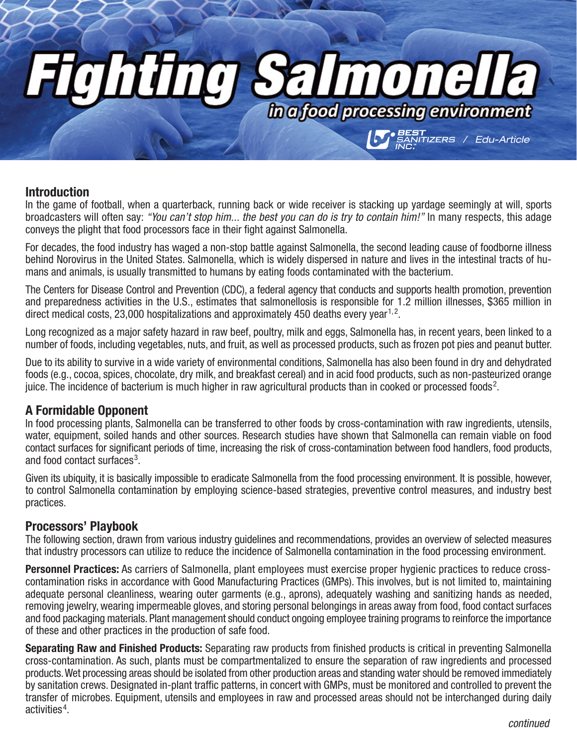# Fighting Salmonella

## in a food processing environment

BEST SANITIZERS INC. / Edu-Article

## Introduction

In the game of football, when a quarterback, running back or wide receiver is stacking up yardage seemingly at will, sports broadcasters will often say: *"You can't stop him... the best you can do is try to contain him!"* In many respects, this adage conveys the plight that food processors face in their fight against Salmonella.

For decades, the food industry has waged a non-stop battle against Salmonella, the second leading cause of foodborne illness behind Norovirus in the United States. Salmonella, which is widely dispersed in nature and lives in the intestinal tracts of humans and animals, is usually transmitted to humans by eating foods contaminated with the bacterium.

The Centers for Disease Control and Prevention (CDC), a federal agency that conducts and supports health promotion, prevention and preparedness activities in the U.S., estimates that salmonellosis is responsible for 1.2 million illnesses, $365 million in direct medical costs, 23,000 hospitalizations and approximately 450 deaths every year[1,2].

Long recognized as a major safety hazard in raw beef, poultry, milk and eggs, Salmonella has, in recent years, been linked to a number of foods, including vegetables, nuts, and fruit, as well as processed products, such as frozen pot pies and peanut butter.

Due to its ability to survive in a wide variety of environmental conditions, Salmonella has also been found in dry and dehydrated foods (e.g., cocoa, spices, chocolate, dry milk, and breakfast cereal) and in acid food products, such as non-pasteurized orange juice. The incidence of bacterium is much higher in raw agricultural products than in cooked or processed foods[2].

## A Formidable Opponent

In food processing plants, Salmonella can be transferred to other foods by cross-contamination with raw ingredients, utensils, water, equipment, soiled hands and other sources. Research studies have shown that Salmonella can remain viable on food contact surfaces for significant periods of time, increasing the risk of cross-contamination between food handlers, food products, and food contact surfaces[3].

Given its ubiquity, it is basically impossible to eradicate Salmonella from the food processing environment. It is possible, however, to control Salmonella contamination by employing science-based strategies, preventive control measures, and industry best practices.

## Processors' Playbook

The following section, drawn from various industry guidelines and recommendations, provides an overview of selected measures that industry processors can utilize to reduce the incidence of Salmonella contamination in the food processing environment.

**Personnel Practices:** As carriers of Salmonella, plant employees must exercise proper hygienic practices to reduce cross-contamination risks in accordance with Good Manufacturing Practices (GMPs). This involves, but is not limited to, maintaining adequate personal cleanliness, wearing outer garments (e.g., aprons), adequately washing and sanitizing hands as needed, removing jewelry, wearing impermeable gloves, and storing personal belongings in areas away from food, food contact surfaces and food packaging materials. Plant management should conduct ongoing employee training programs to reinforce the importance of these and other practices in the production of safe food.

**Separating Raw and Finished Products:** Separating raw products from finished products is critical in preventing Salmonella cross-contamination. As such, plants must be compartmentalized to ensure the separation of raw ingredients and processed products. Wet processing areas should be isolated from other production areas and standing water should be removed immediately by sanitation crews. Designated in-plant traffic patterns, in concert with GMPs, must be monitored and controlled to prevent the transfer of microbes. Equipment, utensils and employees in raw and processed areas should not be interchanged during daily activities[4].

*continued*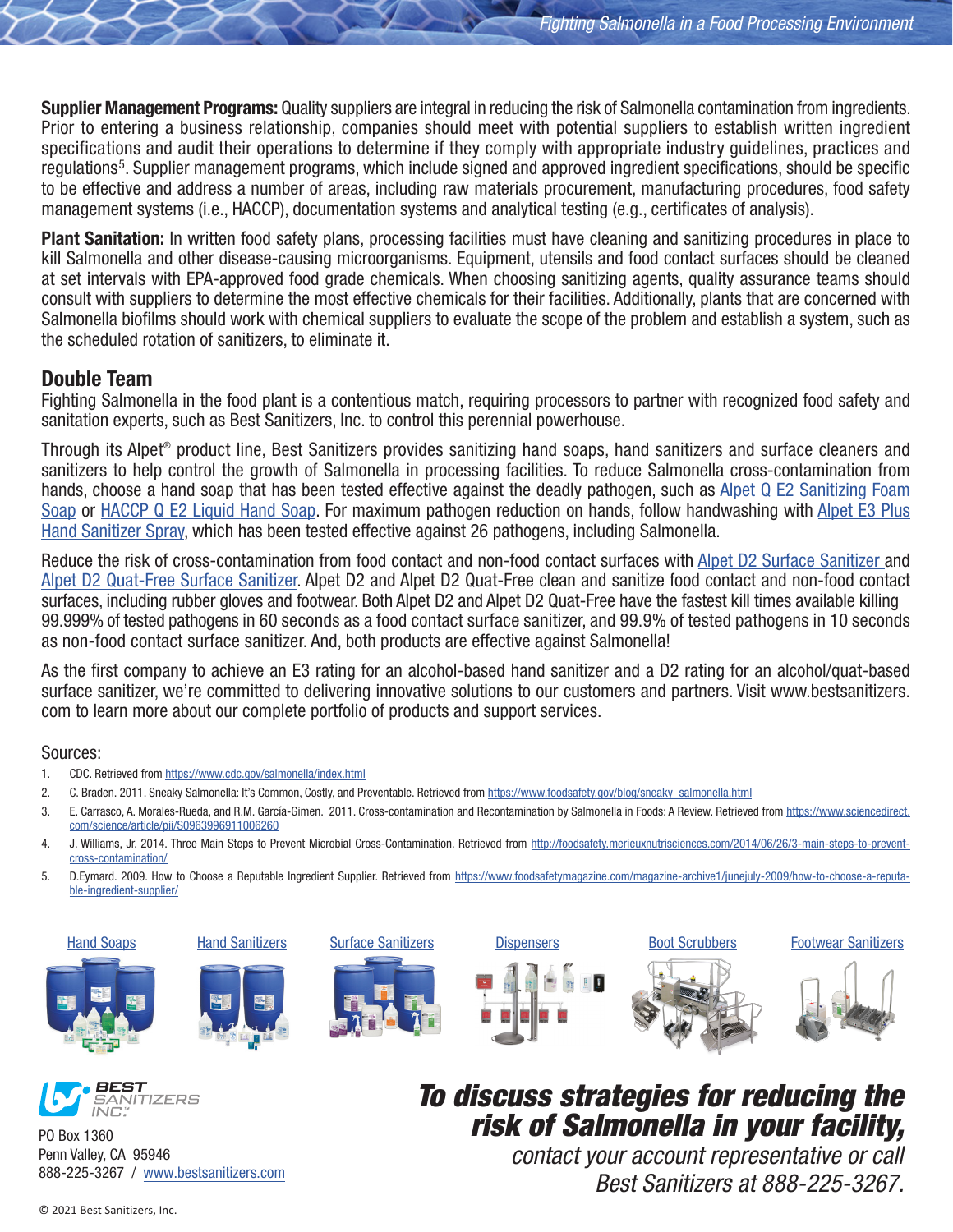**Supplier Management Programs:** Quality suppliers are integral in reducing the risk of Salmonella contamination from ingredients. Prior to entering a business relationship, companies should meet with potential suppliers to establish written ingredient specifications and audit their operations to determine if they comply with appropriate industry guidelines, practices and regulations[5]. Supplier management programs, which include signed and approved ingredient specifications, should be specific to be effective and address a number of areas, including raw materials procurement, manufacturing procedures, food safety management systems (i.e., HACCP), documentation systems and analytical testing (e.g., certificates of analysis).

**Plant Sanitation:** In written food safety plans, processing facilities must have cleaning and sanitizing procedures in place to kill Salmonella and other disease-causing microorganisms. Equipment, utensils and food contact surfaces should be cleaned at set intervals with EPA-approved food grade chemicals. When choosing sanitizing agents, quality assurance teams should consult with suppliers to determine the most effective chemicals for their facilities. Additionally, plants that are concerned with Salmonella biofilms should work with chemical suppliers to evaluate the scope of the problem and establish a system, such as the scheduled rotation of sanitizers, to eliminate it.

## Double Team

Fighting Salmonella in the food plant is a contentious match, requiring processors to partner with recognized food safety and sanitation experts, such as Best Sanitizers, Inc. to control this perennial powerhouse.

Through its Alpet® product line, Best Sanitizers provides sanitizing hand soaps, hand sanitizers and surface cleaners and sanitizers to help control the growth of Salmonella in processing facilities. To reduce Salmonella cross-contamination from hands, choose a hand soap that has been tested effective against the deadly pathogen, such as Alpet Q E2 Sanitizing Foam Soap or HACCP Q E2 Liquid Hand Soap. For maximum pathogen reduction on hands, follow handwashing with Alpet E3 Plus Hand Sanitizer Spray, which has been tested effective against 26 pathogens, including Salmonella.

Reduce the risk of cross-contamination from food contact and non-food contact surfaces with Alpet D2 Surface Sanitizer and Alpet D2 Quat-Free Surface Sanitizer. Alpet D2 and Alpet D2 Quat-Free clean and sanitize food contact and non-food contact surfaces, including rubber gloves and footwear. Both Alpet D2 and Alpet D2 Quat-Free have the fastest kill times available killing 99.999% of tested pathogens in 60 seconds as a food contact surface sanitizer, and 99.9% of tested pathogens in 10 seconds as non-food contact surface sanitizer. And, both products are effective against Salmonella!

As the first company to achieve an E3 rating for an alcohol-based hand sanitizer and a D2 rating for an alcohol/quat-based surface sanitizer, we're committed to delivering innovative solutions to our customers and partners. Visit www.bestsanitizers.com to learn more about our complete portfolio of products and support services.

Sources:

1. CDC. Retrieved from https://www.cdc.gov/salmonella/index.html
2. C. Braden. 2011. Sneaky Salmonella: It's Common, Costly, and Preventable. Retrieved from https://www.foodsafety.gov/blog/sneaky_salmonella.html
3. E. Carrasco, A. Morales-Rueda, and R.M. García-Gimen. 2011. Cross-contamination and Recontamination by Salmonella in Foods: A Review. Retrieved from https://www.sciencedirect.com/science/article/pii/S0963996911006260
4. J. Williams, Jr. 2014. Three Main Steps to Prevent Microbial Cross-Contamination. Retrieved from http://foodsafety.merieuxnutrisciences.com/2014/06/26/3-main-steps-to-prevent-cross-contamination/
5. D.Eymard. 2009. How to Choose a Reputable Ingredient Supplier. Retrieved from https://www.foodsafetymagazine.com/magazine-archive1/junejuly-2009/how-to-choose-a-reputable-ingredient-supplier/

Hand Soaps | Hand Sanitizers | Surface Sanitizers | Dispensers | Boot Scrubbers | Footwear Sanitizers

BEST SANITIZERS INC.

PO Box 1360
Penn Valley, CA 95946
888-225-3267 / www.bestsanitizers.com

***To discuss strategies for reducing the risk of Salmonella in your facility,***
*contact your account representative or call Best Sanitizers at 888-225-3267.*

© 2021 Best Sanitizers, Inc.